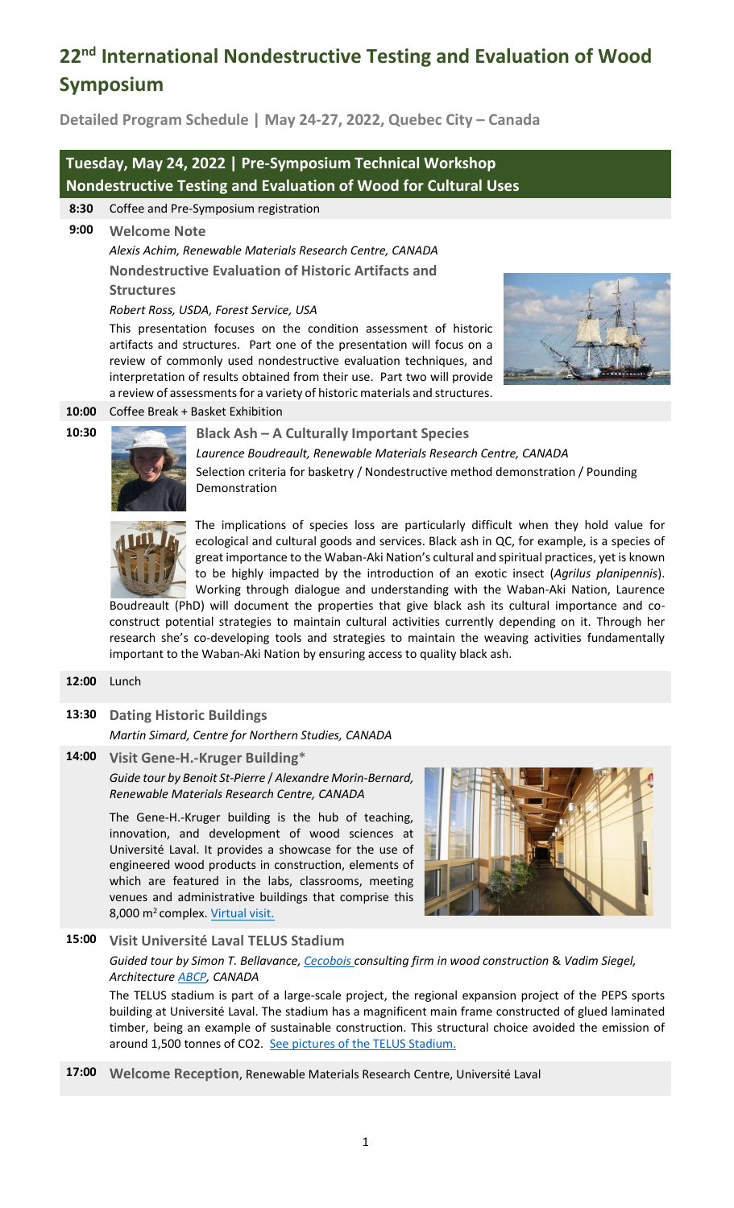# 22nd International Nondestructive Testing and Evaluation of Wood Symposium

**Detailed Program Schedule | May 24-27, 2022, Quebec City – Canada**

## Tuesday, May 24, 2022 | Pre-Symposium Technical Workshop
## Nondestructive Testing and Evaluation of Wood for Cultural Uses

**8:30** Coffee and Pre-Symposium registration

**9:00** **Welcome Note**

*Alexis Achim, Renewable Materials Research Centre, CANADA*

**Nondestructive Evaluation of Historic Artifacts and Structures**

*Robert Ross, USDA, Forest Service, USA*

This presentation focuses on the condition assessment of historic artifacts and structures. Part one of the presentation will focus on a review of commonly used nondestructive evaluation techniques, and interpretation of results obtained from their use. Part two will provide a review of assessments for a variety of historic materials and structures.

**10:00** Coffee Break + Basket Exhibition

**10:30** **Black Ash – A Culturally Important Species**

*Laurence Boudreault, Renewable Materials Research Centre, CANADA*

Selection criteria for basketry / Nondestructive method demonstration / Pounding Demonstration

The implications of species loss are particularly difficult when they hold value for ecological and cultural goods and services. Black ash in QC, for example, is a species of great importance to the Waban-Aki Nation's cultural and spiritual practices, yet is known to be highly impacted by the introduction of an exotic insect (*Agrilus planipennis*). Working through dialogue and understanding with the Waban-Aki Nation, Laurence Boudreault (PhD) will document the properties that give black ash its cultural importance and co-construct potential strategies to maintain cultural activities currently depending on it. Through her research she's co-developing tools and strategies to maintain the weaving activities fundamentally important to the Waban-Aki Nation by ensuring access to quality black ash.

**12:00** Lunch

**13:30** **Dating Historic Buildings**

*Martin Simard, Centre for Northern Studies, CANADA*

**14:00** **Visit Gene-H.-Kruger Building***

*Guide tour by Benoit St-Pierre / Alexandre Morin-Bernard, Renewable Materials Research Centre, CANADA*

The Gene-H.-Kruger building is the hub of teaching, innovation, and development of wood sciences at Université Laval. It provides a showcase for the use of engineered wood products in construction, elements of which are featured in the labs, classrooms, meeting venues and administrative buildings that comprise this 8,000 m$^2$ complex. Virtual visit.

**15:00** **Visit Université Laval TELUS Stadium**

*Guided tour by Simon T. Bellavance, Cecobois consulting firm in wood construction* & *Vadim Siegel, Architecture ABCP, CANADA*

The TELUS stadium is part of a large-scale project, the regional expansion project of the PEPS sports building at Université Laval. The stadium has a magnificent main frame constructed of glued laminated timber, being an example of sustainable construction. This structural choice avoided the emission of around 1,500 tonnes of CO2. See pictures of the TELUS Stadium.

**17:00** **Welcome Reception**, Renewable Materials Research Centre, Université Laval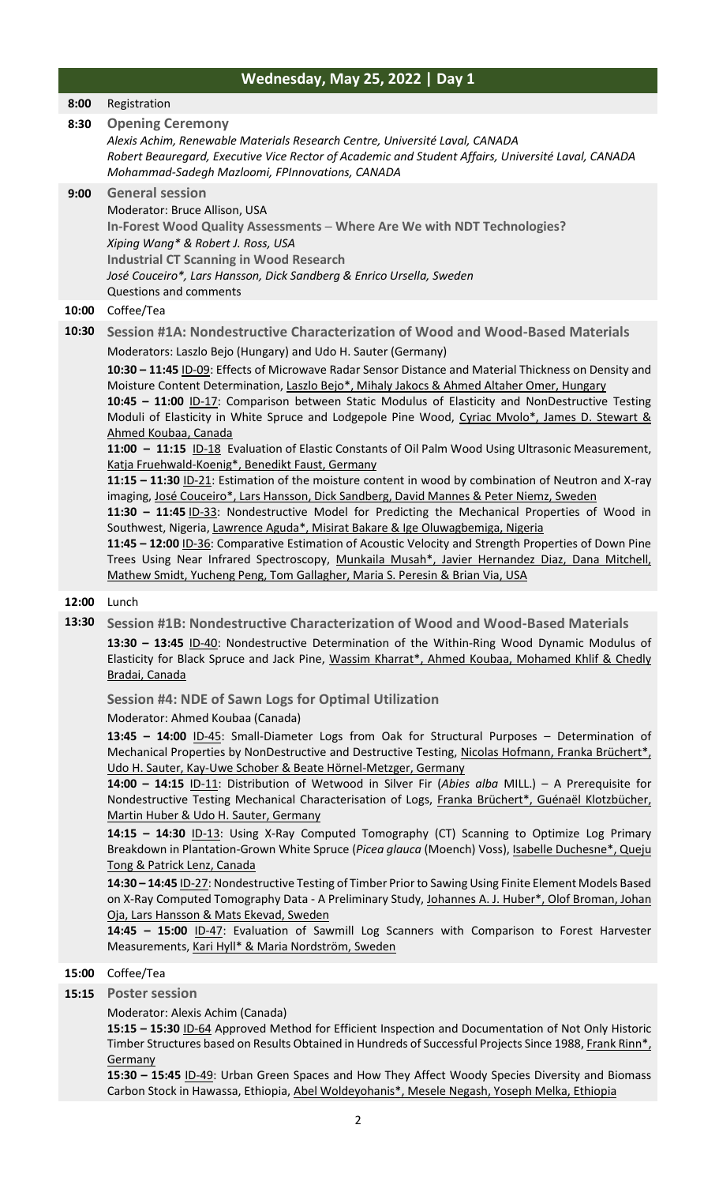## Wednesday, May 25, 2022 | Day 1

**8:00** Registration

**8:30** **Opening Ceremony**

*Alexis Achim, Renewable Materials Research Centre, Université Laval, CANADA*
*Robert Beauregard, Executive Vice Rector of Academic and Student Affairs, Université Laval, CANADA*
*Mohammad-Sadegh Mazloomi, FPInnovations, CANADA*

**9:00** **General session**

Moderator: Bruce Allison, USA

**In-Forest Wood Quality Assessments – Where Are We with NDT Technologies?**
*Xiping Wang* & Robert J. Ross, USA*

**Industrial CT Scanning in Wood Research**
*José Couceiro*, Lars Hansson, Dick Sandberg & Enrico Ursella, Sweden*

Questions and comments

**10:00** Coffee/Tea

**10:30** **Session #1A: Nondestructive Characterization of Wood and Wood-Based Materials**

Moderators: Laszlo Bejo (Hungary) and Udo H. Sauter (Germany)

**10:30 – 11:45** ID-09: Effects of Microwave Radar Sensor Distance and Material Thickness on Density and Moisture Content Determination, Laszlo Bejo*, Mihaly Jakocs & Ahmed Altaher Omer, Hungary

**10:45 – 11:00** ID-17: Comparison between Static Modulus of Elasticity and NonDestructive Testing Moduli of Elasticity in White Spruce and Lodgepole Pine Wood, Cyriac Mvolo*, James D. Stewart & Ahmed Koubaa, Canada

**11:00 – 11:15** ID-18 Evaluation of Elastic Constants of Oil Palm Wood Using Ultrasonic Measurement, Katja Fruehwald-Koenig*, Benedikt Faust, Germany

**11:15 – 11:30** ID-21: Estimation of the moisture content in wood by combination of Neutron and X-ray imaging, José Couceiro*, Lars Hansson, Dick Sandberg, David Mannes & Peter Niemz, Sweden

**11:30 – 11:45** ID-33: Nondestructive Model for Predicting the Mechanical Properties of Wood in Southwest, Nigeria, Lawrence Aguda*, Misirat Bakare & Ige Oluwagbemiga, Nigeria

**11:45 – 12:00** ID-36: Comparative Estimation of Acoustic Velocity and Strength Properties of Down Pine Trees Using Near Infrared Spectroscopy, Munkaila Musah*, Javier Hernandez Diaz, Dana Mitchell, Mathew Smidt, Yucheng Peng, Tom Gallagher, Maria S. Peresin & Brian Via, USA

**12:00** Lunch

**13:30** **Session #1B: Nondestructive Characterization of Wood and Wood-Based Materials**

**13:30 – 13:45** ID-40: Nondestructive Determination of the Within-Ring Wood Dynamic Modulus of Elasticity for Black Spruce and Jack Pine, Wassim Kharrat*, Ahmed Koubaa, Mohamed Khlif & Chedly Bradai, Canada

**Session #4: NDE of Sawn Logs for Optimal Utilization**

Moderator: Ahmed Koubaa (Canada)

**13:45 – 14:00** ID-45: Small-Diameter Logs from Oak for Structural Purposes – Determination of Mechanical Properties by NonDestructive and Destructive Testing, Nicolas Hofmann, Franka Brüchert*, Udo H. Sauter, Kay-Uwe Schober & Beate Hörnel-Metzger, Germany

**14:00 – 14:15** ID-11: Distribution of Wetwood in Silver Fir (*Abies alba* MILL.) – A Prerequisite for Nondestructive Testing Mechanical Characterisation of Logs, Franka Brüchert*, Guénaël Klotzbücher, Martin Huber & Udo H. Sauter, Germany

**14:15 – 14:30** ID-13: Using X-Ray Computed Tomography (CT) Scanning to Optimize Log Primary Breakdown in Plantation-Grown White Spruce (*Picea glauca* (Moench) Voss), Isabelle Duchesne*, Queju Tong & Patrick Lenz, Canada

**14:30 – 14:45** ID-27: Nondestructive Testing of Timber Prior to Sawing Using Finite Element Models Based on X-Ray Computed Tomography Data - A Preliminary Study, Johannes A. J. Huber*, Olof Broman, Johan Oja, Lars Hansson & Mats Ekevad, Sweden

**14:45 – 15:00** ID-47: Evaluation of Sawmill Log Scanners with Comparison to Forest Harvester Measurements, Kari Hyll* & Maria Nordström, Sweden

**15:00** Coffee/Tea

**15:15** **Poster session**

Moderator: Alexis Achim (Canada)

**15:15 – 15:30** ID-64 Approved Method for Efficient Inspection and Documentation of Not Only Historic Timber Structures based on Results Obtained in Hundreds of Successful Projects Since 1988, Frank Rinn*, Germany

**15:30 – 15:45** ID-49: Urban Green Spaces and How They Affect Woody Species Diversity and Biomass Carbon Stock in Hawassa, Ethiopia, Abel Woldeyohanis*, Mesele Negash, Yoseph Melka, Ethiopia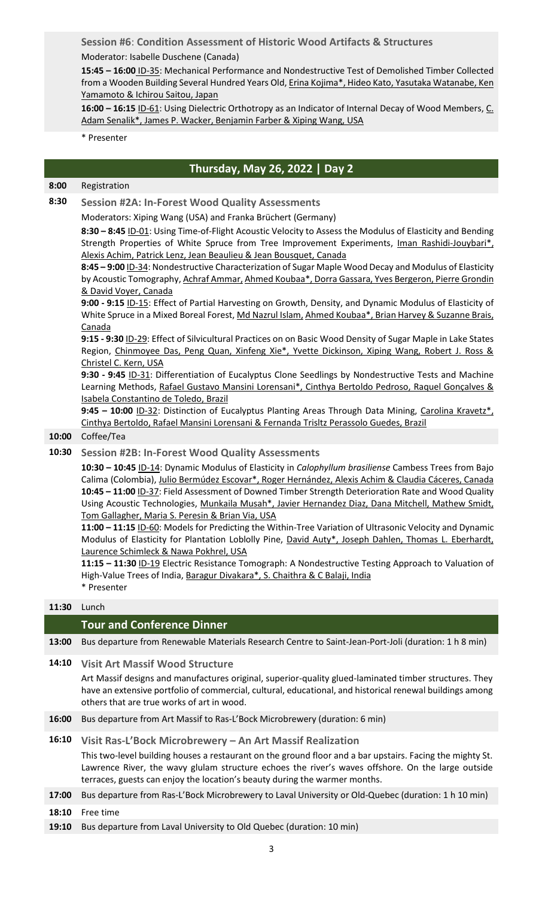**Session #6**: **Condition Assessment of Historic Wood Artifacts & Structures**

Moderator: Isabelle Duschene (Canada)

**15:45 – 16:00** ID-35: Mechanical Performance and Nondestructive Test of Demolished Timber Collected from a Wooden Building Several Hundred Years Old, Erina Kojima*, Hideo Kato, Yasutaka Watanabe, Ken Yamamoto & Ichirou Saitou, Japan

**16:00 – 16:15** ID-61: Using Dielectric Orthotropy as an Indicator of Internal Decay of Wood Members, C. Adam Senalik*, James P. Wacker, Benjamin Farber & Xiping Wang, USA

\* Presenter

## Thursday, May 26, 2022 | Day 2

**8:00** Registration

**8:30** **Session #2A: In-Forest Wood Quality Assessments**

Moderators: Xiping Wang (USA) and Franka Brüchert (Germany)

**8:30 – 8:45** ID-01: Using Time-of-Flight Acoustic Velocity to Assess the Modulus of Elasticity and Bending Strength Properties of White Spruce from Tree Improvement Experiments, Iman Rashidi-Jouybari*, Alexis Achim, Patrick Lenz, Jean Beaulieu & Jean Bousquet, Canada

**8:45 – 9:00** ID-34: Nondestructive Characterization of Sugar Maple Wood Decay and Modulus of Elasticity by Acoustic Tomography, Achraf Ammar, Ahmed Koubaa*, Dorra Gassara, Yves Bergeron, Pierre Grondin & David Voyer, Canada

**9:00 - 9:15** ID-15: Effect of Partial Harvesting on Growth, Density, and Dynamic Modulus of Elasticity of White Spruce in a Mixed Boreal Forest, Md Nazrul Islam, Ahmed Koubaa*, Brian Harvey & Suzanne Brais, Canada

**9:15 - 9:30** ID-29: Effect of Silvicultural Practices on on Basic Wood Density of Sugar Maple in Lake States Region, Chinmoyee Das, Peng Quan, Xinfeng Xie*, Yvette Dickinson, Xiping Wang, Robert J. Ross & Christel C. Kern, USA

**9:30 - 9:45** ID-31: Differentiation of Eucalyptus Clone Seedlings by Nondestructive Tests and Machine Learning Methods, Rafael Gustavo Mansini Lorensani*, Cinthya Bertoldo Pedroso, Raquel Gonçalves & Isabela Constantino de Toledo, Brazil

**9:45 – 10:00** ID-32: Distinction of Eucalyptus Planting Areas Through Data Mining, Carolina Kravetz*, Cinthya Bertoldo, Rafael Mansini Lorensani & Fernanda Trisltz Perassolo Guedes, Brazil

**10:00** Coffee/Tea

**10:30** **Session #2B: In-Forest Wood Quality Assessments**

**10:30 – 10:45** ID-14: Dynamic Modulus of Elasticity in *Calophyllum brasiliense* Cambess Trees from Bajo Calima (Colombia), Julio Bermúdez Escovar*, Roger Hernández, Alexis Achim & Claudia Cáceres, Canada

**10:45 – 11:00** ID-37: Field Assessment of Downed Timber Strength Deterioration Rate and Wood Quality Using Acoustic Technologies, Munkaila Musah*, Javier Hernandez Diaz, Dana Mitchell, Mathew Smidt, Tom Gallagher, Maria S. Peresin & Brian Via, USA

**11:00 – 11:15** ID-60: Models for Predicting the Within-Tree Variation of Ultrasonic Velocity and Dynamic Modulus of Elasticity for Plantation Loblolly Pine, David Auty*, Joseph Dahlen, Thomas L. Eberhardt, Laurence Schimleck & Nawa Pokhrel, USA

**11:15 – 11:30** ID-19 Electric Resistance Tomograph: A Nondestructive Testing Approach to Valuation of High-Value Trees of India, Baragur Divakara*, S. Chaithra & C Balaji, India

\* Presenter

**11:30** Lunch

### Tour and Conference Dinner

**13:00** Bus departure from Renewable Materials Research Centre to Saint-Jean-Port-Joli (duration: 1 h 8 min)

**14:10** **Visit Art Massif Wood Structure**

Art Massif designs and manufactures original, superior-quality glued-laminated timber structures. They have an extensive portfolio of commercial, cultural, educational, and historical renewal buildings among others that are true works of art in wood.

**16:00** Bus departure from Art Massif to Ras-L'Bock Microbrewery (duration: 6 min)

**16:10** **Visit Ras-L'Bock Microbrewery – An Art Massif Realization**

This two-level building houses a restaurant on the ground floor and a bar upstairs. Facing the mighty St. Lawrence River, the wavy glulam structure echoes the river's waves offshore. On the large outside terraces, guests can enjoy the location's beauty during the warmer months.

**17:00** Bus departure from Ras-L'Bock Microbrewery to Laval University or Old-Quebec (duration: 1 h 10 min)

**18:10** Free time

**19:10** Bus departure from Laval University to Old Quebec (duration: 10 min)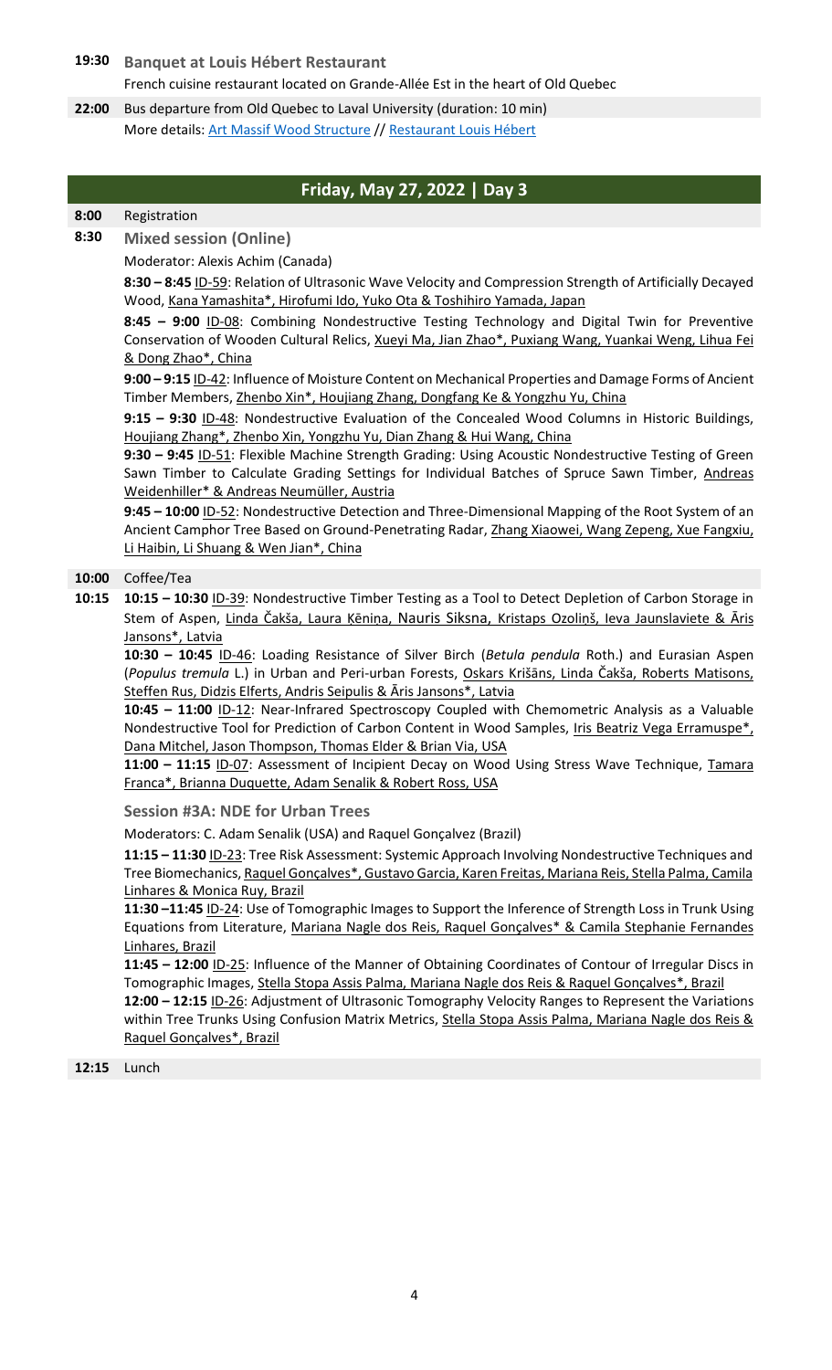**19:30** **Banquet at Louis Hébert Restaurant**

French cuisine restaurant located on Grande-Allée Est in the heart of Old Quebec

**22:00** Bus departure from Old Quebec to Laval University (duration: 10 min)

More details: Art Massif Wood Structure // Restaurant Louis Hébert

## Friday, May 27, 2022 | Day 3

**8:00** Registration

**8:30** **Mixed session (Online)**

Moderator: Alexis Achim (Canada)

**8:30 – 8:45** ID-59: Relation of Ultrasonic Wave Velocity and Compression Strength of Artificially Decayed Wood, Kana Yamashita*, Hirofumi Ido, Yuko Ota & Toshihiro Yamada, Japan

**8:45 – 9:00** ID-08: Combining Nondestructive Testing Technology and Digital Twin for Preventive Conservation of Wooden Cultural Relics, Xueyi Ma, Jian Zhao*, Puxiang Wang, Yuankai Weng, Lihua Fei & Dong Zhao*, China

**9:00 – 9:15** ID-42: Influence of Moisture Content on Mechanical Properties and Damage Forms of Ancient Timber Members, Zhenbo Xin*, Houjiang Zhang, Dongfang Ke & Yongzhu Yu, China

**9:15 – 9:30** ID-48: Nondestructive Evaluation of the Concealed Wood Columns in Historic Buildings, Houjiang Zhang*, Zhenbo Xin, Yongzhu Yu, Dian Zhang & Hui Wang, China

**9:30 – 9:45** ID-51: Flexible Machine Strength Grading: Using Acoustic Nondestructive Testing of Green Sawn Timber to Calculate Grading Settings for Individual Batches of Spruce Sawn Timber, Andreas Weidenhiller* & Andreas Neumüller, Austria

**9:45 – 10:00** ID-52: Nondestructive Detection and Three-Dimensional Mapping of the Root System of an Ancient Camphor Tree Based on Ground-Penetrating Radar, Zhang Xiaowei, Wang Zepeng, Xue Fangxiu, Li Haibin, Li Shuang & Wen Jian*, China

**10:00** Coffee/Tea

**10:15** **10:15 – 10:30** ID-39: Nondestructive Timber Testing as a Tool to Detect Depletion of Carbon Storage in Stem of Aspen, Linda Čakša, Laura Ķēniņa, Nauris Siksna, Kristaps Ozoliņš, Ieva Jaunslaviete & Āris Jansons*, Latvia

**10:30 – 10:45** ID-46: Loading Resistance of Silver Birch (*Betula pendula* Roth.) and Eurasian Aspen (*Populus tremula* L.) in Urban and Peri-urban Forests, Oskars Krišāns, Linda Čakša, Roberts Matisons, Steffen Rus, Didzis Elferts, Andris Seipulis & Āris Jansons*, Latvia

**10:45 – 11:00** ID-12: Near-Infrared Spectroscopy Coupled with Chemometric Analysis as a Valuable Nondestructive Tool for Prediction of Carbon Content in Wood Samples, Iris Beatriz Vega Erramuspe*, Dana Mitchel, Jason Thompson, Thomas Elder & Brian Via, USA

**11:00 – 11:15** ID-07: Assessment of Incipient Decay on Wood Using Stress Wave Technique, Tamara Franca*, Brianna Duquette, Adam Senalik & Robert Ross, USA

**Session #3A: NDE for Urban Trees**

Moderators: C. Adam Senalik (USA) and Raquel Gonçalvez (Brazil)

**11:15 – 11:30** ID-23: Tree Risk Assessment: Systemic Approach Involving Nondestructive Techniques and Tree Biomechanics, Raquel Gonçalves*, Gustavo Garcia, Karen Freitas, Mariana Reis, Stella Palma, Camila Linhares & Monica Ruy, Brazil

**11:30 –11:45** ID-24: Use of Tomographic Images to Support the Inference of Strength Loss in Trunk Using Equations from Literature, Mariana Nagle dos Reis, Raquel Gonçalves* & Camila Stephanie Fernandes Linhares, Brazil

**11:45 – 12:00** ID-25: Influence of the Manner of Obtaining Coordinates of Contour of Irregular Discs in Tomographic Images, Stella Stopa Assis Palma, Mariana Nagle dos Reis & Raquel Gonçalves*, Brazil

**12:00 – 12:15** ID-26: Adjustment of Ultrasonic Tomography Velocity Ranges to Represent the Variations within Tree Trunks Using Confusion Matrix Metrics, Stella Stopa Assis Palma, Mariana Nagle dos Reis & Raquel Gonçalves*, Brazil

**12:15** Lunch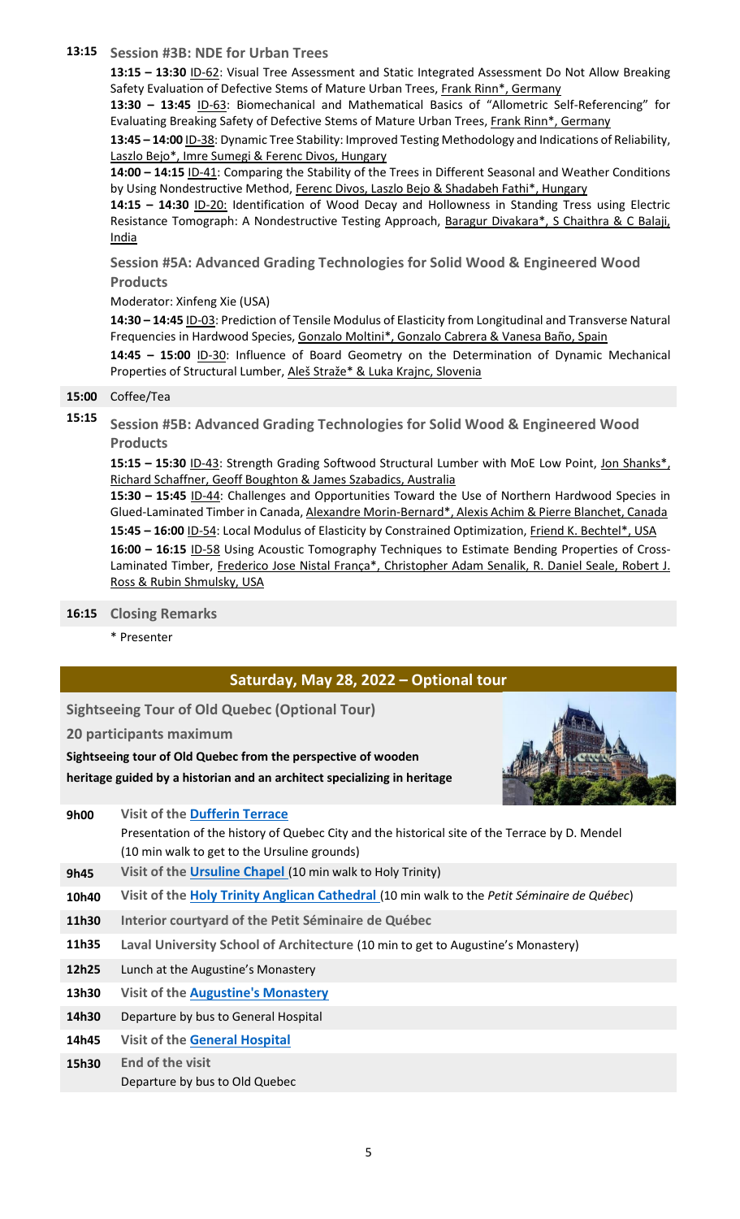**13:15 Session #3B: NDE for Urban Trees**

**13:15 – 13:30** ID-62: Visual Tree Assessment and Static Integrated Assessment Do Not Allow Breaking Safety Evaluation of Defective Stems of Mature Urban Trees, Frank Rinn*, Germany

**13:30 – 13:45** ID-63: Biomechanical and Mathematical Basics of "Allometric Self-Referencing" for Evaluating Breaking Safety of Defective Stems of Mature Urban Trees, Frank Rinn*, Germany

**13:45 – 14:00** ID-38: Dynamic Tree Stability: Improved Testing Methodology and Indications of Reliability, Laszlo Bejo*, Imre Sumegi & Ferenc Divos, Hungary

**14:00 – 14:15** ID-41: Comparing the Stability of the Trees in Different Seasonal and Weather Conditions by Using Nondestructive Method, Ferenc Divos, Laszlo Bejo & Shadabeh Fathi*, Hungary

**14:15 – 14:30** ID-20: Identification of Wood Decay and Hollowness in Standing Tress using Electric Resistance Tomograph: A Nondestructive Testing Approach, Baragur Divakara*, S Chaithra & C Balaji, India

**Session #5A: Advanced Grading Technologies for Solid Wood & Engineered Wood Products**

Moderator: Xinfeng Xie (USA)

**14:30 – 14:45** ID-03: Prediction of Tensile Modulus of Elasticity from Longitudinal and Transverse Natural Frequencies in Hardwood Species, Gonzalo Moltini*, Gonzalo Cabrera & Vanesa Baño, Spain

**14:45 – 15:00** ID-30: Influence of Board Geometry on the Determination of Dynamic Mechanical Properties of Structural Lumber, Aleš Straže* & Luka Krajnc, Slovenia

**15:00** Coffee/Tea

**15:15 Session #5B: Advanced Grading Technologies for Solid Wood & Engineered Wood Products**

**15:15 – 15:30** ID-43: Strength Grading Softwood Structural Lumber with MoE Low Point, Jon Shanks*, Richard Schaffner, Geoff Boughton & James Szabadics, Australia

**15:30 – 15:45** ID-44: Challenges and Opportunities Toward the Use of Northern Hardwood Species in Glued-Laminated Timber in Canada, Alexandre Morin-Bernard*, Alexis Achim & Pierre Blanchet, Canada

**15:45 – 16:00** ID-54: Local Modulus of Elasticity by Constrained Optimization, Friend K. Bechtel*, USA

**16:00 – 16:15** ID-58 Using Acoustic Tomography Techniques to Estimate Bending Properties of Cross-Laminated Timber, Frederico Jose Nistal França*, Christopher Adam Senalik, R. Daniel Seale, Robert J. Ross & Rubin Shmulsky, USA

**16:15 Closing Remarks**

\* Presenter

## Saturday, May 28, 2022 – Optional tour

**Sightseeing Tour of Old Quebec (Optional Tour)**

**20 participants maximum**

**Sightseeing tour of Old Quebec from the perspective of wooden heritage guided by a historian and an architect specializing in heritage**

| | |
|---|---|
| **9h00** | **Visit of the Dufferin Terrace**<br>Presentation of the history of Quebec City and the historical site of the Terrace by D. Mendel<br>(10 min walk to get to the Ursuline grounds) |
| **9h45** | **Visit of the Ursuline Chapel** (10 min walk to Holy Trinity) |
| **10h40** | **Visit of the Holy Trinity Anglican Cathedral** (10 min walk to the *Petit Séminaire de Québec*) |
| **11h30** | **Interior courtyard of the Petit Séminaire de Québec** |
| **11h35** | **Laval University School of Architecture** (10 min to get to Augustine's Monastery) |
| **12h25** | Lunch at the Augustine's Monastery |
| **13h30** | **Visit of the Augustine's Monastery** |
| **14h30** | Departure by bus to General Hospital |
| **14h45** | **Visit of the General Hospital** |
| **15h30** | **End of the visit**<br>Departure by bus to Old Quebec |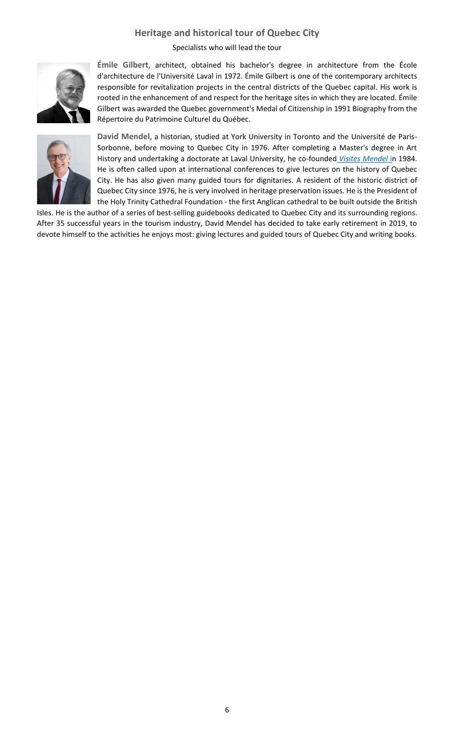## Heritage and historical tour of Quebec City

Specialists who will lead the tour

**Émile Gilbert**, architect, obtained his bachelor's degree in architecture from the École d'architecture de l'Université Laval in 1972. Émile Gilbert is one of the contemporary architects responsible for revitalization projects in the central districts of the Quebec capital. His work is rooted in the enhancement of and respect for the heritage sites in which they are located. Émile Gilbert was awarded the Quebec government's Medal of Citizenship in 1991 Biography from the Répertoire du Patrimoine Culturel du Québec.

**David Mendel**, a historian, studied at York University in Toronto and the Université de Paris-Sorbonne, before moving to Quebec City in 1976. After completing a Master's degree in Art History and undertaking a doctorate at Laval University, he co-founded *Visites Mendel* in 1984. He is often called upon at international conferences to give lectures on the history of Quebec City. He has also given many guided tours for dignitaries. A resident of the historic district of Quebec City since 1976, he is very involved in heritage preservation issues. He is the President of the Holy Trinity Cathedral Foundation - the first Anglican cathedral to be built outside the British Isles. He is the author of a series of best-selling guidebooks dedicated to Quebec City and its surrounding regions. After 35 successful years in the tourism industry, David Mendel has decided to take early retirement in 2019, to devote himself to the activities he enjoys most: giving lectures and guided tours of Quebec City and writing books.